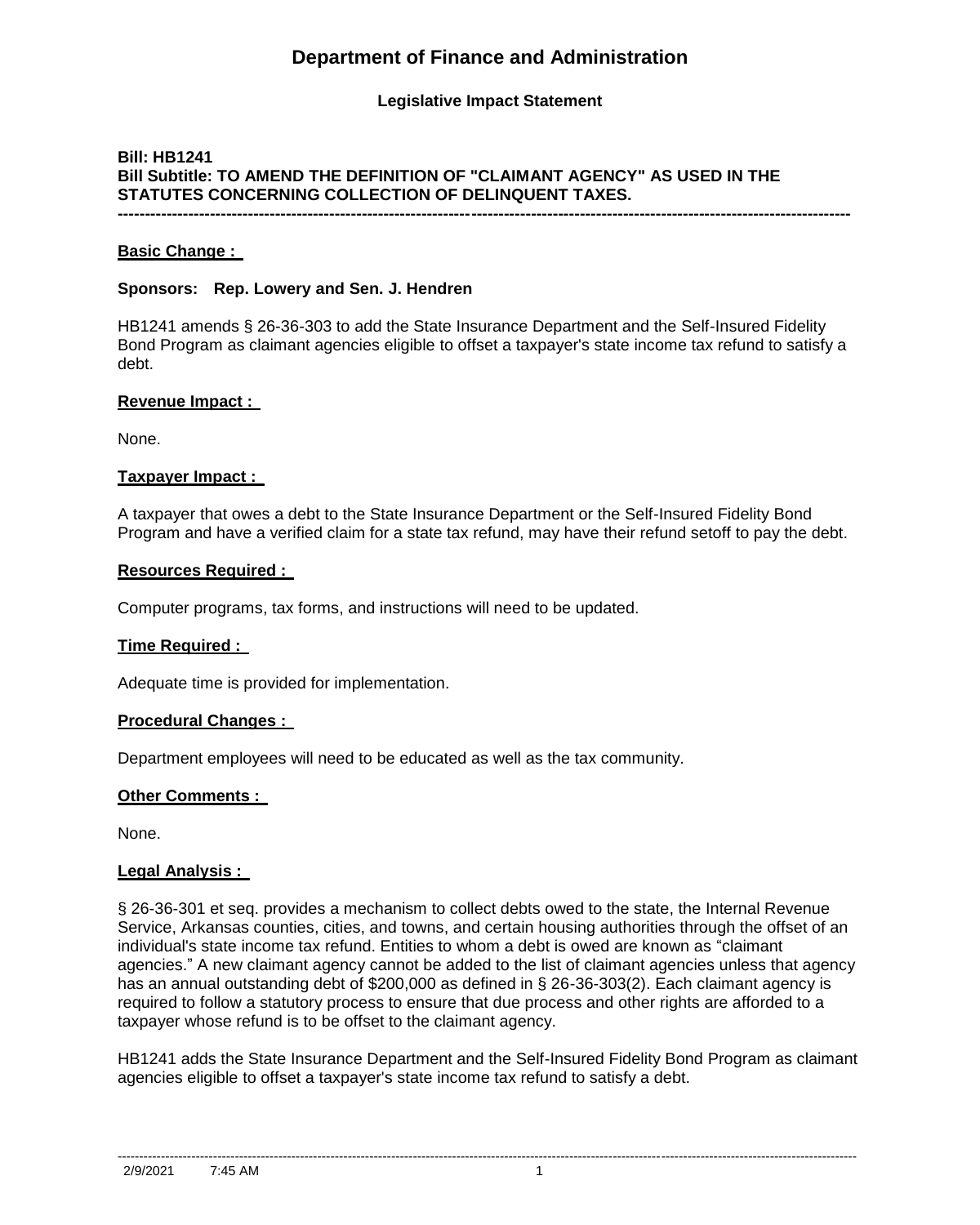# Department of Finance and Administration

### Legislative Impact Statement

**Bill: HB1241**
**Bill Subtitle: TO AMEND THE DEFINITION OF "CLAIMANT AGENCY" AS USED IN THE STATUTES CONCERNING COLLECTION OF DELINQUENT TAXES.**

---

**Basic Change :**

**Sponsors: Rep. Lowery and Sen. J. Hendren**

HB1241 amends § 26-36-303 to add the State Insurance Department and the Self-Insured Fidelity Bond Program as claimant agencies eligible to offset a taxpayer's state income tax refund to satisfy a debt.

**Revenue Impact :**

None.

**Taxpayer Impact :**

A taxpayer that owes a debt to the State Insurance Department or the Self-Insured Fidelity Bond Program and have a verified claim for a state tax refund, may have their refund setoff to pay the debt.

**Resources Required :**

Computer programs, tax forms, and instructions will need to be updated.

**Time Required :**

Adequate time is provided for implementation.

**Procedural Changes :**

Department employees will need to be educated as well as the tax community.

**Other Comments :**

None.

**Legal Analysis :**

§ 26-36-301 et seq. provides a mechanism to collect debts owed to the state, the Internal Revenue Service, Arkansas counties, cities, and towns, and certain housing authorities through the offset of an individual's state income tax refund. Entities to whom a debt is owed are known as "claimant agencies." A new claimant agency cannot be added to the list of claimant agencies unless that agency has an annual outstanding debt of $200,000 as defined in § 26-36-303(2). Each claimant agency is required to follow a statutory process to ensure that due process and other rights are afforded to a taxpayer whose refund is to be offset to the claimant agency.

HB1241 adds the State Insurance Department and the Self-Insured Fidelity Bond Program as claimant agencies eligible to offset a taxpayer's state income tax refund to satisfy a debt.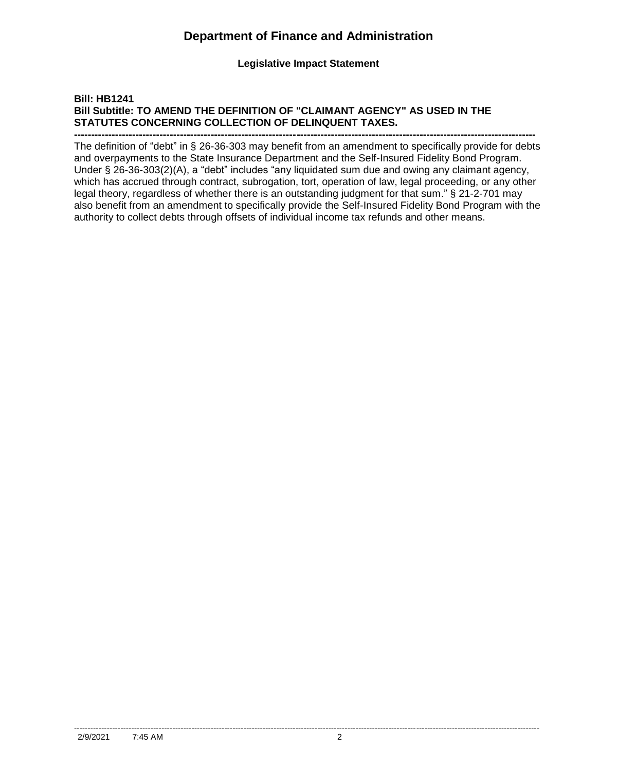# Department of Finance and Administration

**Legislative Impact Statement**

**Bill: HB1241**
**Bill Subtitle: TO AMEND THE DEFINITION OF "CLAIMANT AGENCY" AS USED IN THE STATUTES CONCERNING COLLECTION OF DELINQUENT TAXES.**

---

The definition of "debt" in § 26-36-303 may benefit from an amendment to specifically provide for debts and overpayments to the State Insurance Department and the Self-Insured Fidelity Bond Program. Under § 26-36-303(2)(A), a "debt" includes "any liquidated sum due and owing any claimant agency, which has accrued through contract, subrogation, tort, operation of law, legal proceeding, or any other legal theory, regardless of whether there is an outstanding judgment for that sum." § 21-2-701 may also benefit from an amendment to specifically provide the Self-Insured Fidelity Bond Program with the authority to collect debts through offsets of individual income tax refunds and other means.